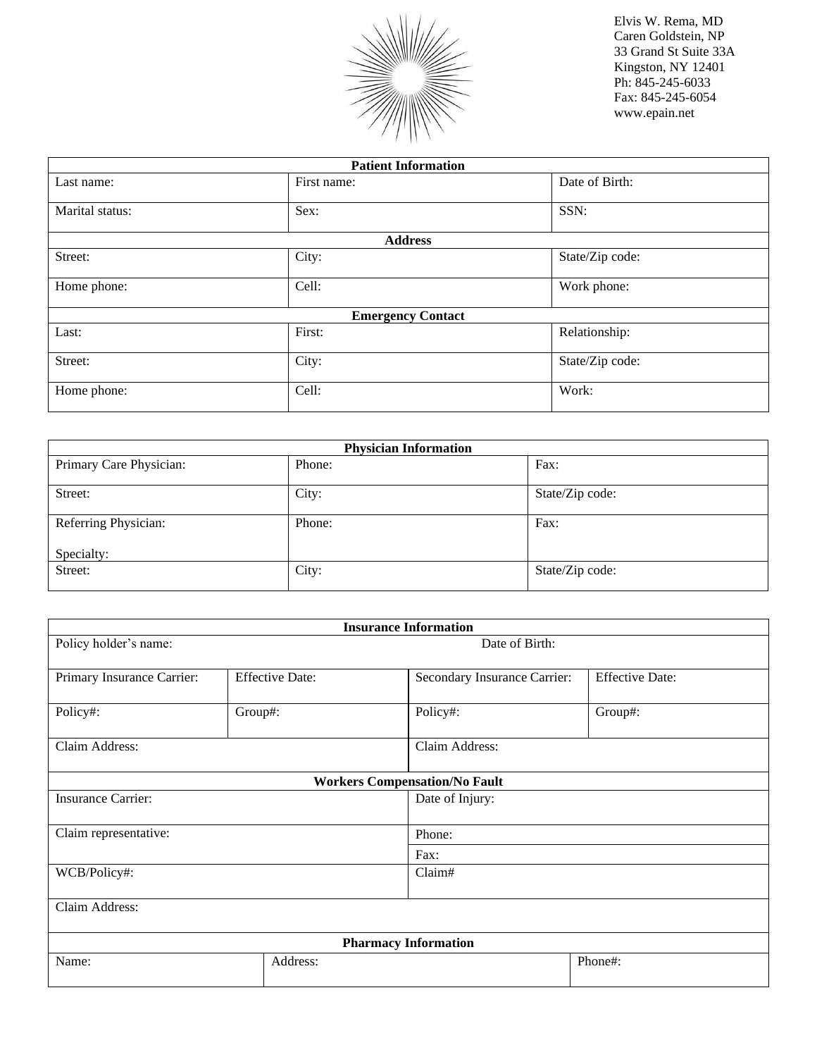Elvis W. Rema, MD
Caren Goldstein, NP
33 Grand St Suite 33A
Kingston, NY 12401
Ph: 845-245-6033
Fax: 845-245-6054
www.epain.net

| **Patient Information** | | |
|---|---|---|
| Last name: | First name: | Date of Birth: |
| Marital status: | Sex: | SSN: |
| **Address** | | |
| Street: | City: | State/Zip code: |
| Home phone: | Cell: | Work phone: |
| **Emergency Contact** | | |
| Last: | First: | Relationship: |
| Street: | City: | State/Zip code: |
| Home phone: | Cell: | Work: |

| **Physician Information** | | |
|---|---|---|
| Primary Care Physician: | Phone: | Fax: |
| Street: | City: | State/Zip code: |
| Referring Physician: Specialty: | Phone: | Fax: |
| Street: | City: | State/Zip code: |

| **Insurance Information** | | | |
|---|---|---|---|
| Policy holder's name: | | Date of Birth: | |
| Primary Insurance Carrier: | Effective Date: | Secondary Insurance Carrier: | Effective Date: |
| Policy#: | Group#: | Policy#: | Group#: |
| Claim Address: | | Claim Address: | |
| **Workers Compensation/No Fault** | | | |
| Insurance Carrier: | | Date of Injury: | |
| Claim representative: | | Phone: | |
| | | Fax: | |
| WCB/Policy#: | | Claim# | |
| Claim Address: | | | |

| **Pharmacy Information** | | |
|---|---|---|
| Name: | Address: | Phone#: |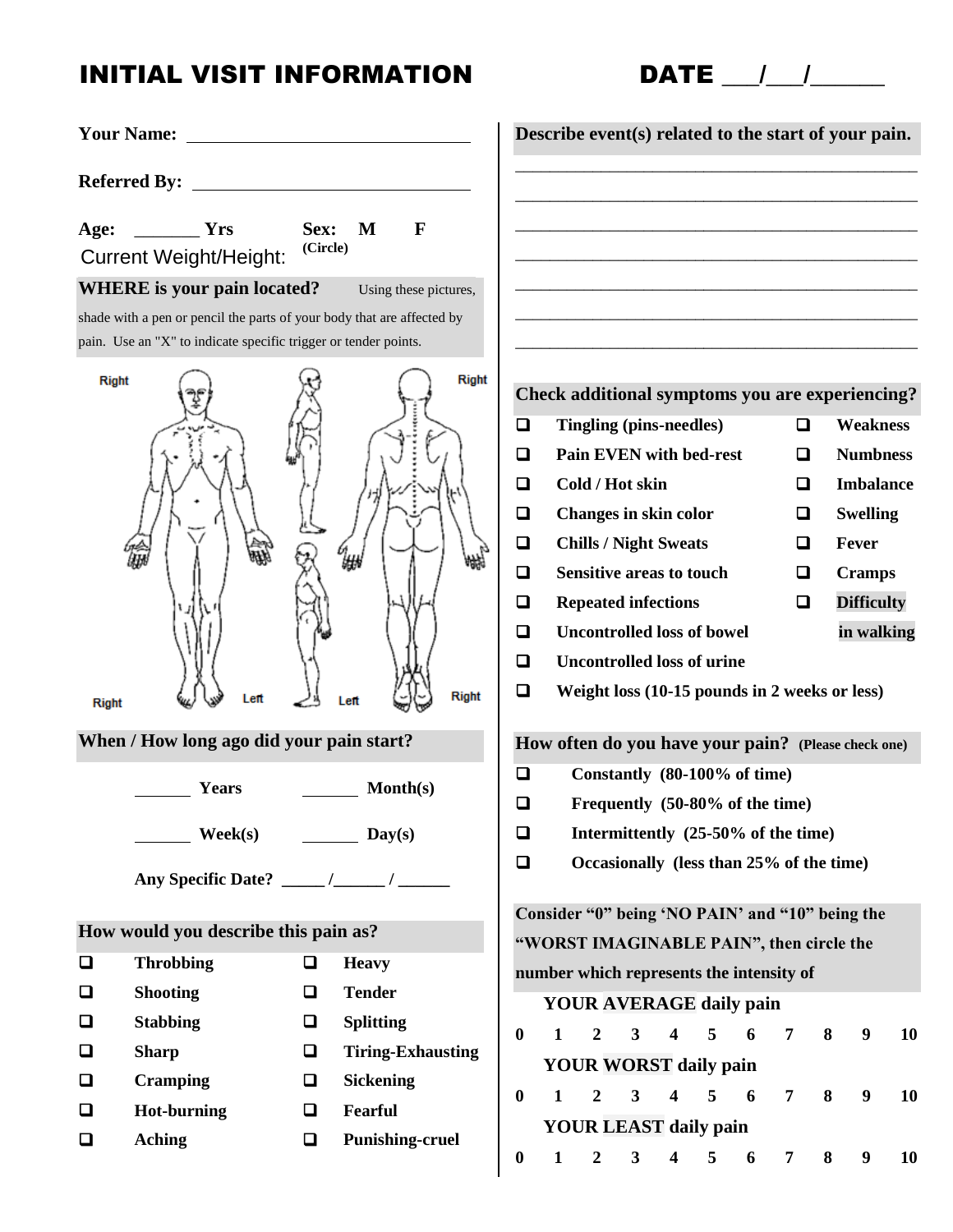# INITIAL VISIT INFORMATION

**DATE** ___/___/______

**Your Name:** ______________________________

**Referred By:** ______________________________

**Age:** _______ **Yrs** **Sex:** **M** **F** **(Circle)**

Current Weight/Height:

**WHERE is your pain located?** Using these pictures, shade with a pen or pencil the parts of your body that are affected by pain. Use an "X" to indicate specific trigger or tender points.

Right | Right | Left | Left | Right

**When / How long ago did your pain start?**

_______ **Years** _______ **Month(s)**

_______ **Week(s)** _______ **Day(s)**

**Any Specific Date?** _____ /______ / ______

**How would you describe this pain as?**

| | | | |
|---|---|---|---|
| ❑ | **Throbbing** | ❑ | **Heavy** |
| ❑ | **Shooting** | ❑ | **Tender** |
| ❑ | **Stabbing** | ❑ | **Splitting** |
| ❑ | **Sharp** | ❑ | **Tiring-Exhausting** |
| ❑ | **Cramping** | ❑ | **Sickening** |
| ❑ | **Hot-burning** | ❑ | **Fearful** |
| ❑ | **Aching** | ❑ | **Punishing-cruel** |

**Describe event(s) related to the start of your pain.**

_______________________________________________

_______________________________________________

_______________________________________________

_______________________________________________

_______________________________________________

_______________________________________________

_______________________________________________

**Check additional symptoms you are experiencing?**

| | | | |
|---|---|---|---|
| ❑ | **Tingling (pins-needles)** | ❑ | **Weakness** |
| ❑ | **Pain EVEN with bed-rest** | ❑ | **Numbness** |
| ❑ | **Cold / Hot skin** | ❑ | **Imbalance** |
| ❑ | **Changes in skin color** | ❑ | **Swelling** |
| ❑ | **Chills / Night Sweats** | ❑ | **Fever** |
| ❑ | **Sensitive areas to touch** | ❑ | **Cramps** |
| ❑ | **Repeated infections** | ❑ | **Difficulty in walking** |
| ❑ | **Uncontrolled loss of bowel** | | |
| ❑ | **Uncontrolled loss of urine** | | |
| ❑ | **Weight loss (10-15 pounds in 2 weeks or less)** | | |

**How often do you have your pain?** **(Please check one)**

- ❑ **Constantly (80-100% of time)**
- ❑ **Frequently (50-80% of the time)**
- ❑ **Intermittently (25-50% of the time)**
- ❑ **Occasionally (less than 25% of the time)**

**Consider "0" being 'NO PAIN' and "10" being the "WORST IMAGINABLE PAIN", then circle the number which represents the intensity of**

**YOUR AVERAGE daily pain**

**0 1 2 3 4 5 6 7 8 9 10**

**YOUR WORST daily pain**

**0 1 2 3 4 5 6 7 8 9 10**

**YOUR LEAST daily pain**

**0 1 2 3 4 5 6 7 8 9 10**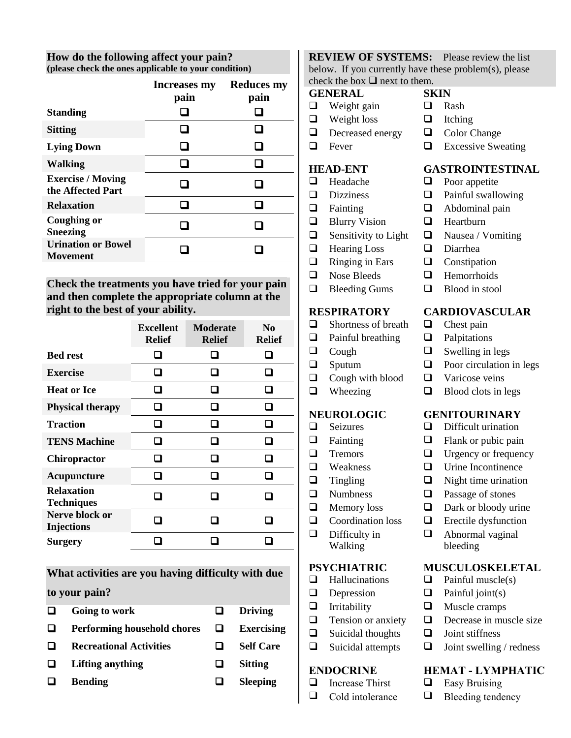**How do the following affect your pain?**
**(please check the ones applicable to your condition)**

| | Increases my pain | Reduces my pain |
|---|---|---|
| **Standing** | ❑ | ❑ |
| **Sitting** | ❑ | ❑ |
| **Lying Down** | ❑ | ❑ |
| **Walking** | ❑ | ❑ |
| **Exercise / Moving the Affected Part** | ❑ | ❑ |
| **Relaxation** | ❑ | ❑ |
| **Coughing or Sneezing** | ❑ | ❑ |
| **Urination or Bowel Movement** | ❑ | ❑ |

**Check the treatments you have tried for your pain and then complete the appropriate column at the right to the best of your ability.**

| | Excellent Relief | Moderate Relief | No Relief |
|---|---|---|---|
| **Bed rest** | ❑ | ❑ | ❑ |
| **Exercise** | ❑ | ❑ | ❑ |
| **Heat or Ice** | ❑ | ❑ | ❑ |
| **Physical therapy** | ❑ | ❑ | ❑ |
| **Traction** | ❑ | ❑ | ❑ |
| **TENS Machine** | ❑ | ❑ | ❑ |
| **Chiropractor** | ❑ | ❑ | ❑ |
| **Acupuncture** | ❑ | ❑ | ❑ |
| **Relaxation Techniques** | ❑ | ❑ | ❑ |
| **Nerve block or Injections** | ❑ | ❑ | ❑ |
| **Surgery** | ❑ | ❑ | ❑ |

**What activities are you having difficulty with due to your pain?**

- ❑ **Going to work**
- ❑ **Performing household chores**
- ❑ **Recreational Activities**
- ❑ **Lifting anything**
- ❑ **Bending**
- ❑ **Driving**
- ❑ **Exercising**
- ❑ **Self Care**
- ❑ **Sitting**
- ❑ **Sleeping**

**REVIEW OF SYSTEMS:** Please review the list below. If you currently have these problem(s), please check the box ❑ next to them.

**GENERAL**
- ❑ Weight gain
- ❑ Weight loss
- ❑ Decreased energy
- ❑ Fever

**SKIN**
- ❑ Rash
- ❑ Itching
- ❑ Color Change
- ❑ Excessive Sweating

**HEAD-ENT**
- ❑ Headache
- ❑ Dizziness
- ❑ Fainting
- ❑ Blurry Vision
- ❑ Sensitivity to Light
- ❑ Hearing Loss
- ❑ Ringing in Ears
- ❑ Nose Bleeds
- ❑ Bleeding Gums

**GASTROINTESTINAL**
- ❑ Poor appetite
- ❑ Painful swallowing
- ❑ Abdominal pain
- ❑ Heartburn
- ❑ Nausea / Vomiting
- ❑ Diarrhea
- ❑ Constipation
- ❑ Hemorrhoids
- ❑ Blood in stool

**RESPIRATORY**
- ❑ Shortness of breath
- ❑ Painful breathing
- ❑ Cough
- ❑ Sputum
- ❑ Cough with blood
- ❑ Wheezing

**CARDIOVASCULAR**
- ❑ Chest pain
- ❑ Palpitations
- ❑ Swelling in legs
- ❑ Poor circulation in legs
- ❑ Varicose veins
- ❑ Blood clots in legs

**NEUROLOGIC**
- ❑ Seizures
- ❑ Fainting
- ❑ Tremors
- ❑ Weakness
- ❑ Tingling
- ❑ Numbness
- ❑ Memory loss
- ❑ Coordination loss
- ❑ Difficulty in Walking

**GENITOURINARY**
- ❑ Difficult urination
- ❑ Flank or pubic pain
- ❑ Urgency or frequency
- ❑ Urine Incontinence
- ❑ Night time urination
- ❑ Passage of stones
- ❑ Dark or bloody urine
- ❑ Erectile dysfunction
- ❑ Abnormal vaginal bleeding

**PSYCHIATRIC**
- ❑ Hallucinations
- ❑ Depression
- ❑ Irritability
- ❑ Tension or anxiety
- ❑ Suicidal thoughts
- ❑ Suicidal attempts

**MUSCULOSKELETAL**
- ❑ Painful muscle(s)
- ❑ Painful joint(s)
- ❑ Muscle cramps
- ❑ Decrease in muscle size
- ❑ Joint stiffness
- ❑ Joint swelling / redness

**ENDOCRINE**
- ❑ Increase Thirst
- ❑ Cold intolerance

**HEMAT - LYMPHATIC**
- ❑ Easy Bruising
- ❑ Bleeding tendency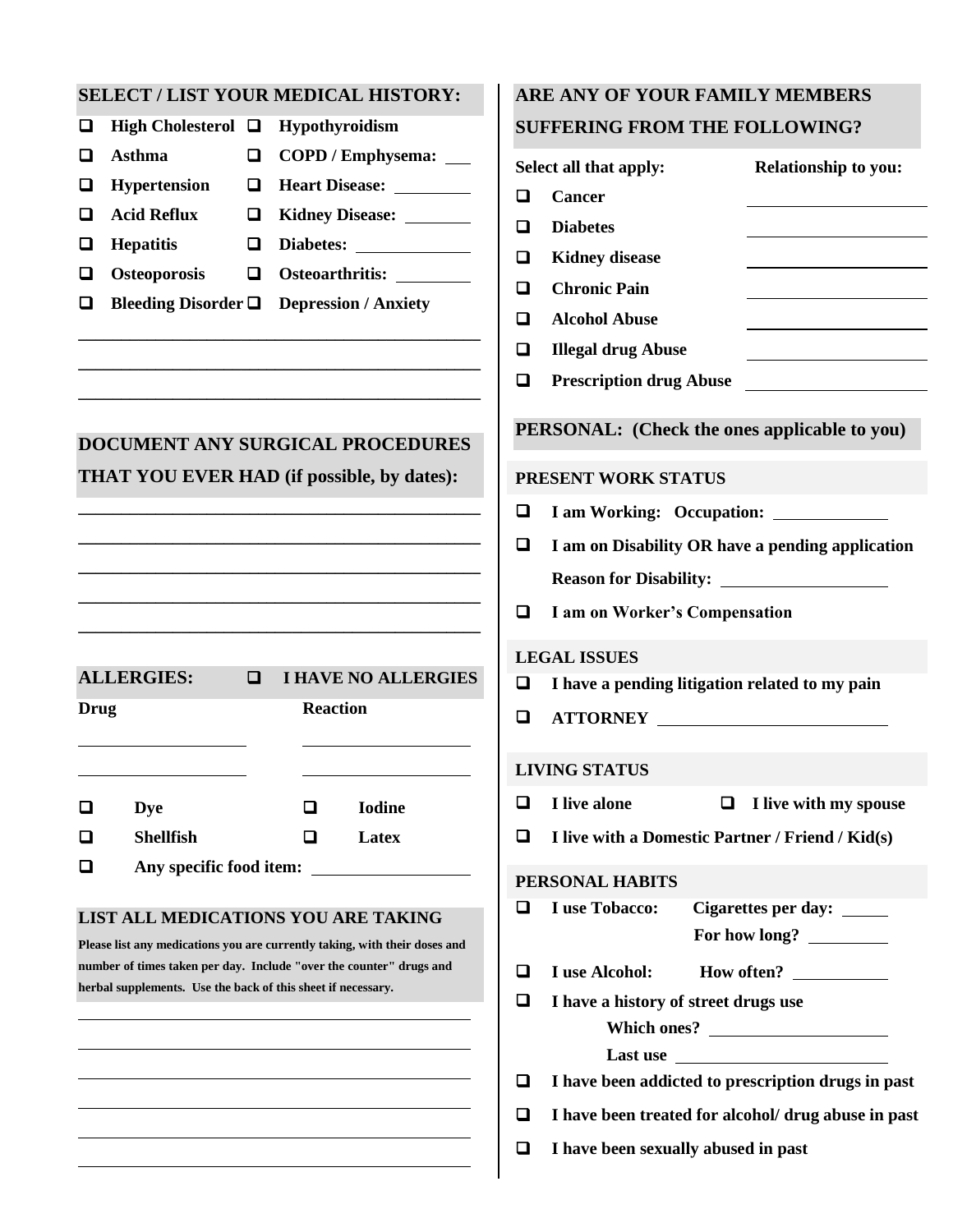## SELECT / LIST YOUR MEDICAL HISTORY:

- ❑ High Cholesterol
- ❑ Hypothyroidism
- ❑ Asthma
- ❑ COPD / Emphysema: ___
- ❑ Hypertension
- ❑ Heart Disease: ________
- ❑ Acid Reflux
- ❑ Kidney Disease: ________
- ❑ Hepatitis
- ❑ Diabetes: ____________
- ❑ Osteoporosis
- ❑ Osteoarthritis: ________
- ❑ Bleeding Disorder
- ❑ Depression / Anxiety

______________________________________________

______________________________________________

______________________________________________

## DOCUMENT ANY SURGICAL PROCEDURES THAT YOU EVER HAD (if possible, by dates):

______________________________________________

______________________________________________

______________________________________________

______________________________________________

______________________________________________

## ALLERGIES: ❑ I HAVE NO ALLERGIES

| Drug | Reaction |
|---|---|
| ________________ | ________________ |
| ________________ | ________________ |

- ❑ Dye
- ❑ Iodine
- ❑ Shellfish
- ❑ Latex
- ❑ Any specific food item: ________________

## LIST ALL MEDICATIONS YOU ARE TAKING

**Please list any medications you are currently taking, with their doses and number of times taken per day. Include "over the counter" drugs and herbal supplements. Use the back of this sheet if necessary.**

______________________________________________

______________________________________________

______________________________________________

______________________________________________

______________________________________________

______________________________________________

## ARE ANY OF YOUR FAMILY MEMBERS SUFFERING FROM THE FOLLOWING?

| Select all that apply: | Relationship to you: |
|---|---|
| ❑ Cancer | ________________ |
| ❑ Diabetes | ________________ |
| ❑ Kidney disease | ________________ |
| ❑ Chronic Pain | ________________ |
| ❑ Alcohol Abuse | ________________ |
| ❑ Illegal drug Abuse | ________________ |
| ❑ Prescription drug Abuse | ________________ |

## PERSONAL: (Check the ones applicable to you)

### PRESENT WORK STATUS

- ❑ I am Working: Occupation: ____________
- ❑ I am on Disability OR have a pending application
  Reason for Disability: ________________
- ❑ I am on Worker's Compensation

### LEGAL ISSUES

- ❑ I have a pending litigation related to my pain
- ❑ ATTORNEY ________________________

### LIVING STATUS

- ❑ I live alone
- ❑ I live with my spouse
- ❑ I live with a Domestic Partner / Friend / Kid(s)

### PERSONAL HABITS

- ❑ I use Tobacco: Cigarettes per day: _____
  For how long? ________
- ❑ I use Alcohol: How often? __________
- ❑ I have a history of street drugs use
  Which ones? ________________
  Last use ____________________
- ❑ I have been addicted to prescription drugs in past
- ❑ I have been treated for alcohol/ drug abuse in past
- ❑ I have been sexually abused in past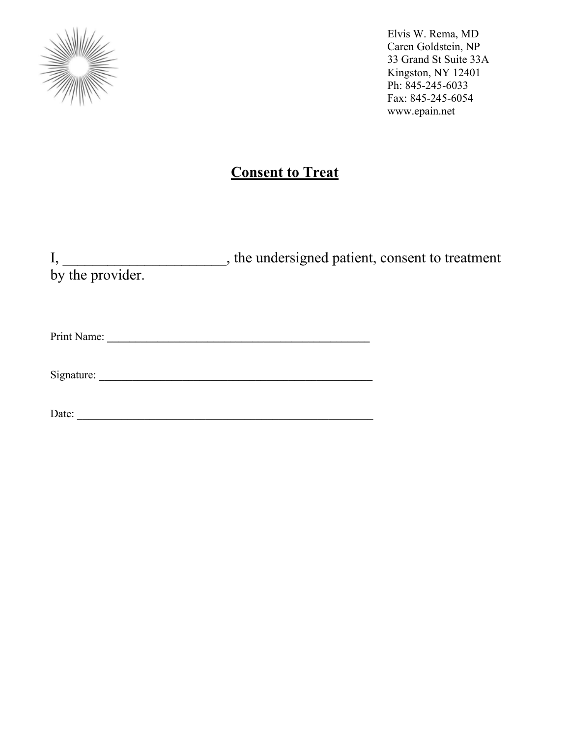Elvis W. Rema, MD
Caren Goldstein, NP
33 Grand St Suite 33A
Kingston, NY 12401
Ph: 845-245-6033
Fax: 845-245-6054
www.epain.net

# Consent to Treat

I, ______________________, the undersigned patient, consent to treatment by the provider.

Print Name: ______________________________________________

Signature: ________________________________________________

Date: ____________________________________________________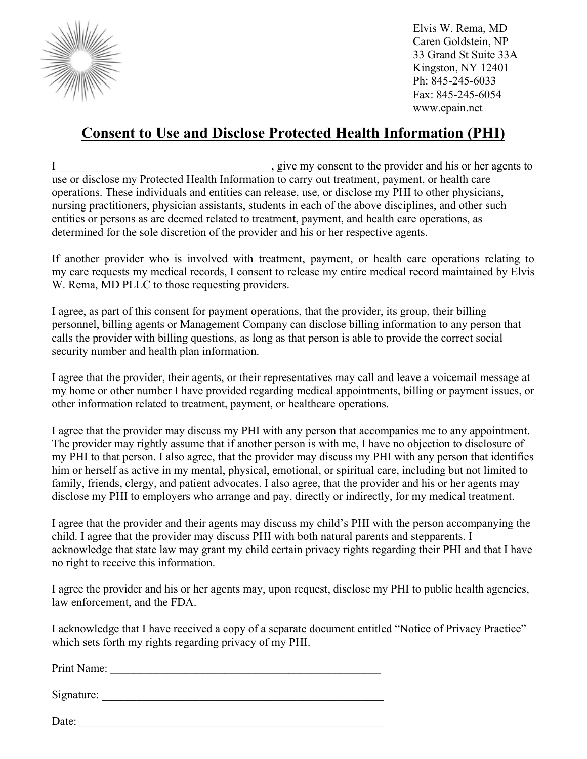Elvis W. Rema, MD
Caren Goldstein, NP
33 Grand St Suite 33A
Kingston, NY 12401
Ph: 845-245-6033
Fax: 845-245-6054
www.epain.net

# Consent to Use and Disclose Protected Health Information (PHI)

I \_\_\_\_\_\_\_\_\_\_\_\_\_\_\_\_\_\_\_\_\_\_\_\_\_\_\_\_\_\_\_\_\_\_\_\_\_, give my consent to the provider and his or her agents to use or disclose my Protected Health Information to carry out treatment, payment, or health care operations. These individuals and entities can release, use, or disclose my PHI to other physicians, nursing practitioners, physician assistants, students in each of the above disciplines, and other such entities or persons as are deemed related to treatment, payment, and health care operations, as determined for the sole discretion of the provider and his or her respective agents.

If another provider who is involved with treatment, payment, or health care operations relating to my care requests my medical records, I consent to release my entire medical record maintained by Elvis W. Rema, MD PLLC to those requesting providers.

I agree, as part of this consent for payment operations, that the provider, its group, their billing personnel, billing agents or Management Company can disclose billing information to any person that calls the provider with billing questions, as long as that person is able to provide the correct social security number and health plan information.

I agree that the provider, their agents, or their representatives may call and leave a voicemail message at my home or other number I have provided regarding medical appointments, billing or payment issues, or other information related to treatment, payment, or healthcare operations.

I agree that the provider may discuss my PHI with any person that accompanies me to any appointment. The provider may rightly assume that if another person is with me, I have no objection to disclosure of my PHI to that person. I also agree, that the provider may discuss my PHI with any person that identifies him or herself as active in my mental, physical, emotional, or spiritual care, including but not limited to family, friends, clergy, and patient advocates. I also agree, that the provider and his or her agents may disclose my PHI to employers who arrange and pay, directly or indirectly, for my medical treatment.

I agree that the provider and their agents may discuss my child's PHI with the person accompanying the child. I agree that the provider may discuss PHI with both natural parents and stepparents. I acknowledge that state law may grant my child certain privacy rights regarding their PHI and that I have no right to receive this information.

I agree the provider and his or her agents may, upon request, disclose my PHI to public health agencies, law enforcement, and the FDA.

I acknowledge that I have received a copy of a separate document entitled "Notice of Privacy Practice" which sets forth my rights regarding privacy of my PHI.

Print Name: \_\_\_\_\_\_\_\_\_\_\_\_\_\_\_\_\_\_\_\_\_\_\_\_\_\_\_\_\_\_\_\_\_\_\_\_\_\_\_\_\_\_\_\_\_\_\_\_

Signature: \_\_\_\_\_\_\_\_\_\_\_\_\_\_\_\_\_\_\_\_\_\_\_\_\_\_\_\_\_\_\_\_\_\_\_\_\_\_\_\_\_\_\_\_\_\_\_\_\_

Date: \_\_\_\_\_\_\_\_\_\_\_\_\_\_\_\_\_\_\_\_\_\_\_\_\_\_\_\_\_\_\_\_\_\_\_\_\_\_\_\_\_\_\_\_\_\_\_\_\_\_\_\_\_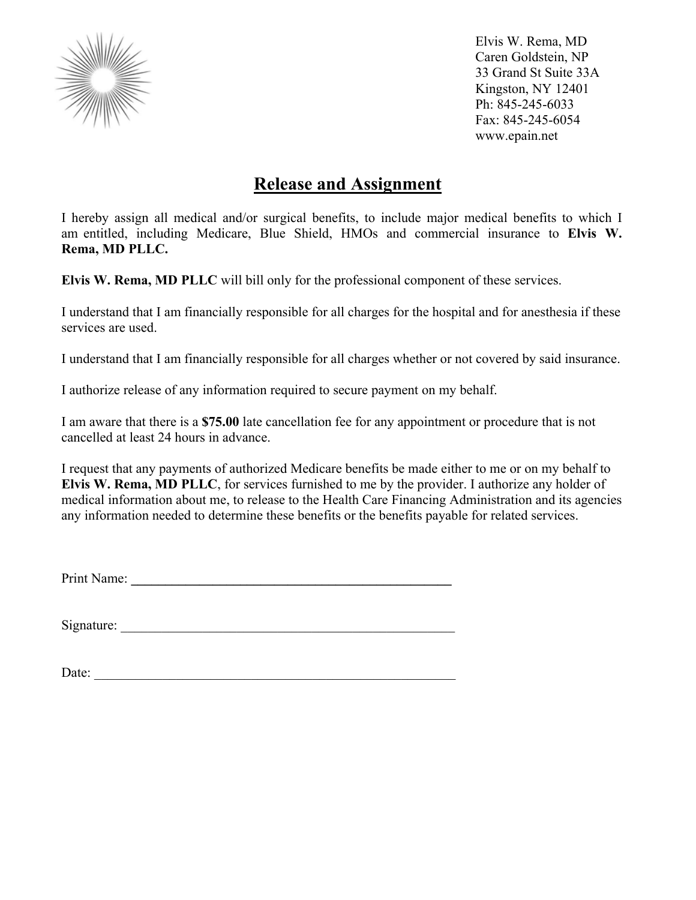Elvis W. Rema, MD
Caren Goldstein, NP
33 Grand St Suite 33A
Kingston, NY 12401
Ph: 845-245-6033
Fax: 845-245-6054
www.epain.net

# Release and Assignment

I hereby assign all medical and/or surgical benefits, to include major medical benefits to which I am entitled, including Medicare, Blue Shield, HMOs and commercial insurance to **Elvis W. Rema, MD PLLC.**

**Elvis W. Rema, MD PLLC** will bill only for the professional component of these services.

I understand that I am financially responsible for all charges for the hospital and for anesthesia if these services are used.

I understand that I am financially responsible for all charges whether or not covered by said insurance.

I authorize release of any information required to secure payment on my behalf.

I am aware that there is a **$75.00** late cancellation fee for any appointment or procedure that is not cancelled at least 24 hours in advance.

I request that any payments of authorized Medicare benefits be made either to me or on my behalf to **Elvis W. Rema, MD PLLC**, for services furnished to me by the provider. I authorize any holder of medical information about me, to release to the Health Care Financing Administration and its agencies any information needed to determine these benefits or the benefits payable for related services.

Print Name: ____________________________________________

Signature: ____________________________________________

Date: ____________________________________________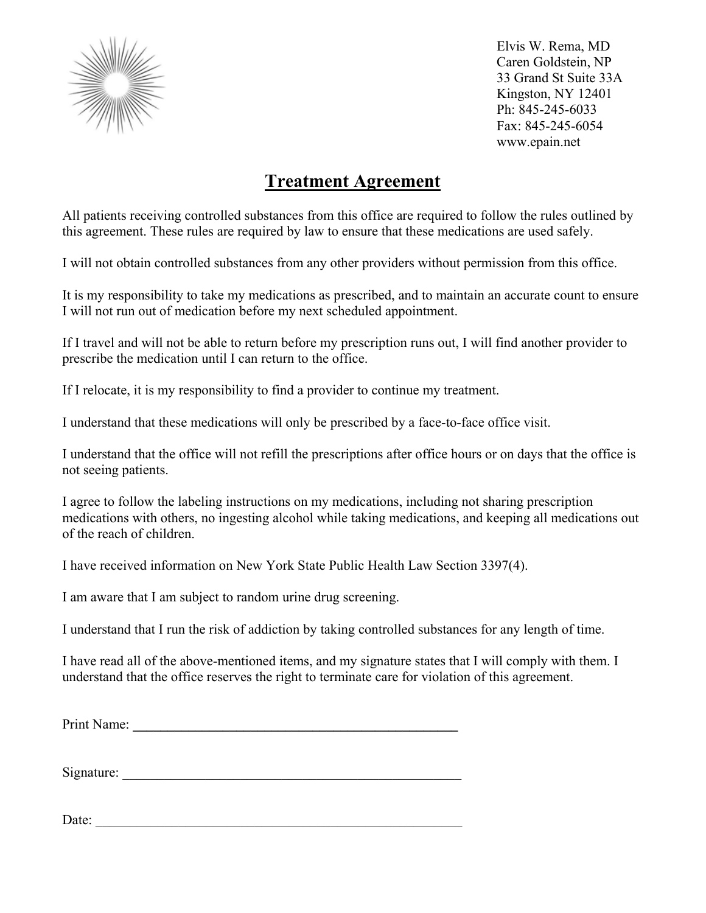Elvis W. Rema, MD
Caren Goldstein, NP
33 Grand St Suite 33A
Kingston, NY 12401
Ph: 845-245-6033
Fax: 845-245-6054
www.epain.net

# Treatment Agreement

All patients receiving controlled substances from this office are required to follow the rules outlined by this agreement. These rules are required by law to ensure that these medications are used safely.

I will not obtain controlled substances from any other providers without permission from this office.

It is my responsibility to take my medications as prescribed, and to maintain an accurate count to ensure I will not run out of medication before my next scheduled appointment.

If I travel and will not be able to return before my prescription runs out, I will find another provider to prescribe the medication until I can return to the office.

If I relocate, it is my responsibility to find a provider to continue my treatment.

I understand that these medications will only be prescribed by a face-to-face office visit.

I understand that the office will not refill the prescriptions after office hours or on days that the office is not seeing patients.

I agree to follow the labeling instructions on my medications, including not sharing prescription medications with others, no ingesting alcohol while taking medications, and keeping all medications out of the reach of children.

I have received information on New York State Public Health Law Section 3397(4).

I am aware that I am subject to random urine drug screening.

I understand that I run the risk of addiction by taking controlled substances for any length of time.

I have read all of the above-mentioned items, and my signature states that I will comply with them. I understand that the office reserves the right to terminate care for violation of this agreement.

Print Name: ______________________________________________

Signature: ______________________________________________

Date: ______________________________________________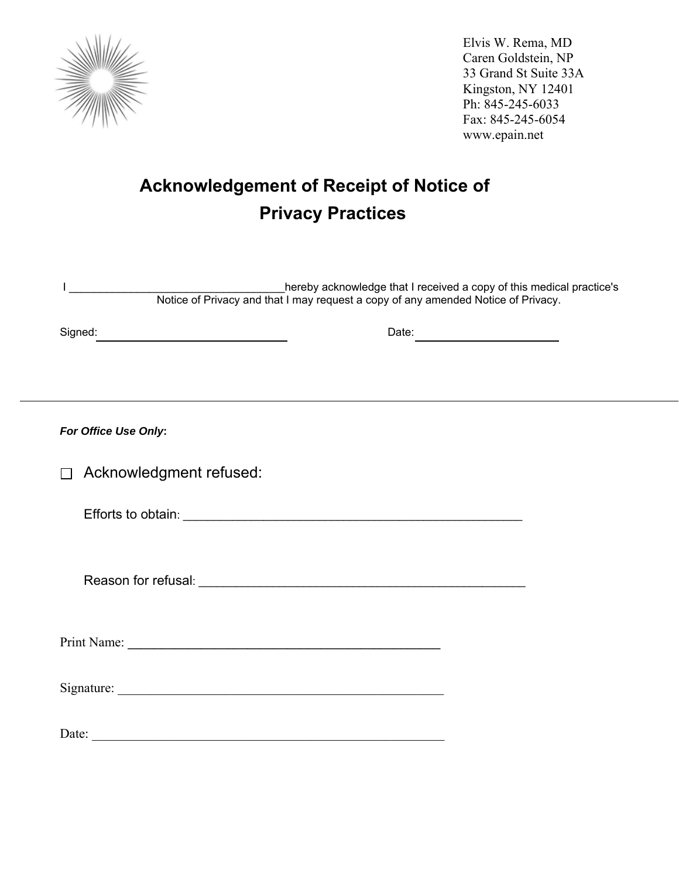Elvis W. Rema, MD
Caren Goldstein, NP
33 Grand St Suite 33A
Kingston, NY 12401
Ph: 845-245-6033
Fax: 845-245-6054
www.epain.net

# Acknowledgement of Receipt of Notice of Privacy Practices

I ___________________________________hereby acknowledge that I received a copy of this medical practice's Notice of Privacy and that I may request a copy of any amended Notice of Privacy.

Signed: ______________________________ Date: ______________________

---

***For Office Use Only*:**

☐ Acknowledgment refused:

Efforts to obtain: _________________________________________________

Reason for refusal: _______________________________________________

Print Name: _____________________________________________

Signature: ____________________________________________________

Date: _________________________________________________________